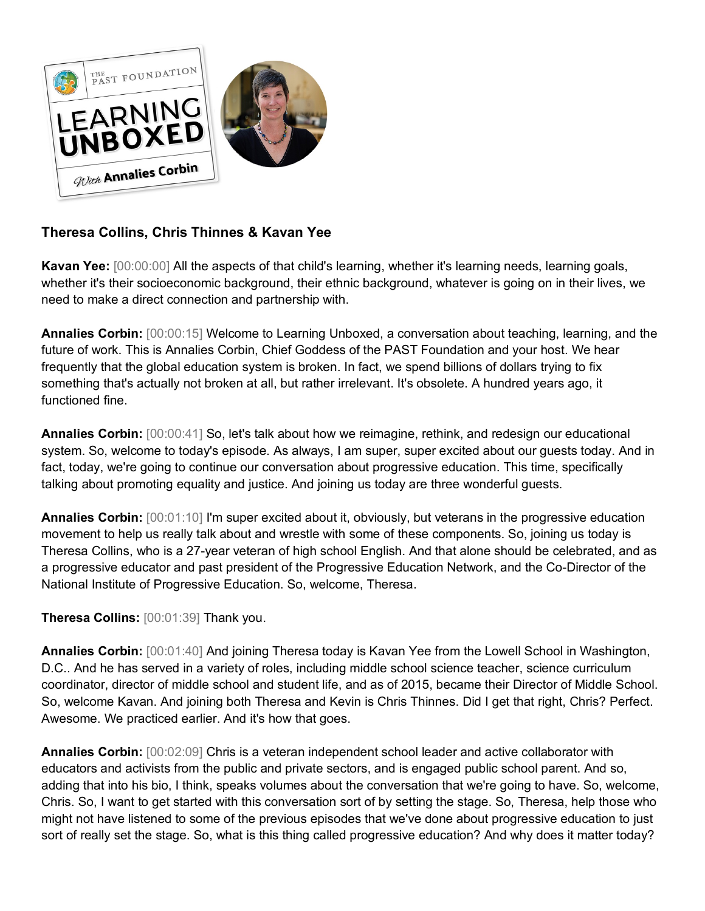**Theresa Collins, Chris Thinnes & Kavan Yee**

**Kavan Yee:** [00:00:00] All the aspects of that child's learning, whether it's learning needs, learning goals, whether it's their socioeconomic background, their ethnic background, whatever is going on in their lives, we need to make a direct connection and partnership with.

**Annalies Corbin:** [00:00:15] Welcome to Learning Unboxed, a conversation about teaching, learning, and the future of work. This is Annalies Corbin, Chief Goddess of the PAST Foundation and your host. We hear frequently that the global education system is broken. In fact, we spend billions of dollars trying to fix something that's actually not broken at all, but rather irrelevant. It's obsolete. A hundred years ago, it functioned fine.

**Annalies Corbin:** [00:00:41] So, let's talk about how we reimagine, rethink, and redesign our educational system. So, welcome to today's episode. As always, I am super, super excited about our guests today. And in fact, today, we're going to continue our conversation about progressive education. This time, specifically talking about promoting equality and justice. And joining us today are three wonderful guests.

**Annalies Corbin:** [00:01:10] I'm super excited about it, obviously, but veterans in the progressive education movement to help us really talk about and wrestle with some of these components. So, joining us today is Theresa Collins, who is a 27-year veteran of high school English. And that alone should be celebrated, and as a progressive educator and past president of the Progressive Education Network, and the Co-Director of the National Institute of Progressive Education. So, welcome, Theresa.

**Theresa Collins:** [00:01:39] Thank you.

**Annalies Corbin:** [00:01:40] And joining Theresa today is Kavan Yee from the Lowell School in Washington, D.C.. And he has served in a variety of roles, including middle school science teacher, science curriculum coordinator, director of middle school and student life, and as of 2015, became their Director of Middle School. So, welcome Kavan. And joining both Theresa and Kevin is Chris Thinnes. Did I get that right, Chris? Perfect. Awesome. We practiced earlier. And it's how that goes.

**Annalies Corbin:** [00:02:09] Chris is a veteran independent school leader and active collaborator with educators and activists from the public and private sectors, and is engaged public school parent. And so, adding that into his bio, I think, speaks volumes about the conversation that we're going to have. So, welcome, Chris. So, I want to get started with this conversation sort of by setting the stage. So, Theresa, help those who might not have listened to some of the previous episodes that we've done about progressive education to just sort of really set the stage. So, what is this thing called progressive education? And why does it matter today?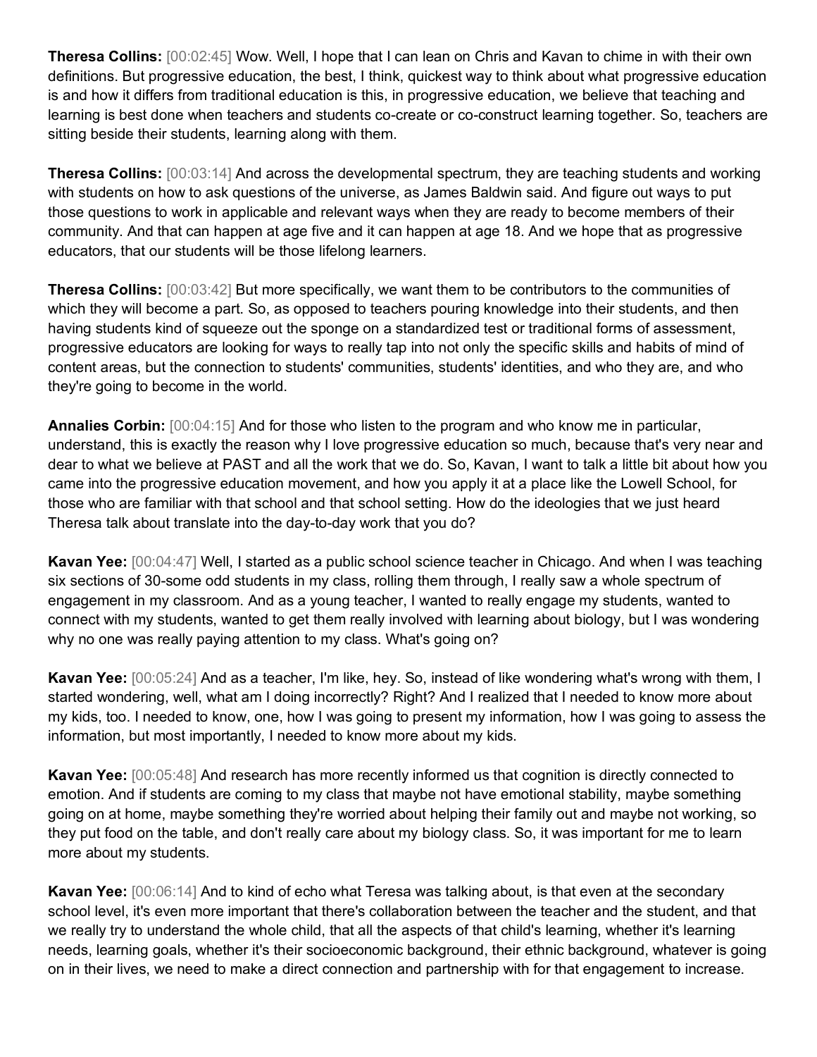**Theresa Collins:** [00:02:45] Wow. Well, I hope that I can lean on Chris and Kavan to chime in with their own definitions. But progressive education, the best, I think, quickest way to think about what progressive education is and how it differs from traditional education is this, in progressive education, we believe that teaching and learning is best done when teachers and students co-create or co-construct learning together. So, teachers are sitting beside their students, learning along with them.

**Theresa Collins:** [00:03:14] And across the developmental spectrum, they are teaching students and working with students on how to ask questions of the universe, as James Baldwin said. And figure out ways to put those questions to work in applicable and relevant ways when they are ready to become members of their community. And that can happen at age five and it can happen at age 18. And we hope that as progressive educators, that our students will be those lifelong learners.

**Theresa Collins:** [00:03:42] But more specifically, we want them to be contributors to the communities of which they will become a part. So, as opposed to teachers pouring knowledge into their students, and then having students kind of squeeze out the sponge on a standardized test or traditional forms of assessment, progressive educators are looking for ways to really tap into not only the specific skills and habits of mind of content areas, but the connection to students' communities, students' identities, and who they are, and who they're going to become in the world.

**Annalies Corbin:** [00:04:15] And for those who listen to the program and who know me in particular, understand, this is exactly the reason why I love progressive education so much, because that's very near and dear to what we believe at PAST and all the work that we do. So, Kavan, I want to talk a little bit about how you came into the progressive education movement, and how you apply it at a place like the Lowell School, for those who are familiar with that school and that school setting. How do the ideologies that we just heard Theresa talk about translate into the day-to-day work that you do?

**Kavan Yee:** [00:04:47] Well, I started as a public school science teacher in Chicago. And when I was teaching six sections of 30-some odd students in my class, rolling them through, I really saw a whole spectrum of engagement in my classroom. And as a young teacher, I wanted to really engage my students, wanted to connect with my students, wanted to get them really involved with learning about biology, but I was wondering why no one was really paying attention to my class. What's going on?

**Kavan Yee:** [00:05:24] And as a teacher, I'm like, hey. So, instead of like wondering what's wrong with them, I started wondering, well, what am I doing incorrectly? Right? And I realized that I needed to know more about my kids, too. I needed to know, one, how I was going to present my information, how I was going to assess the information, but most importantly, I needed to know more about my kids.

**Kavan Yee:** [00:05:48] And research has more recently informed us that cognition is directly connected to emotion. And if students are coming to my class that maybe not have emotional stability, maybe something going on at home, maybe something they're worried about helping their family out and maybe not working, so they put food on the table, and don't really care about my biology class. So, it was important for me to learn more about my students.

**Kavan Yee:** [00:06:14] And to kind of echo what Teresa was talking about, is that even at the secondary school level, it's even more important that there's collaboration between the teacher and the student, and that we really try to understand the whole child, that all the aspects of that child's learning, whether it's learning needs, learning goals, whether it's their socioeconomic background, their ethnic background, whatever is going on in their lives, we need to make a direct connection and partnership with for that engagement to increase.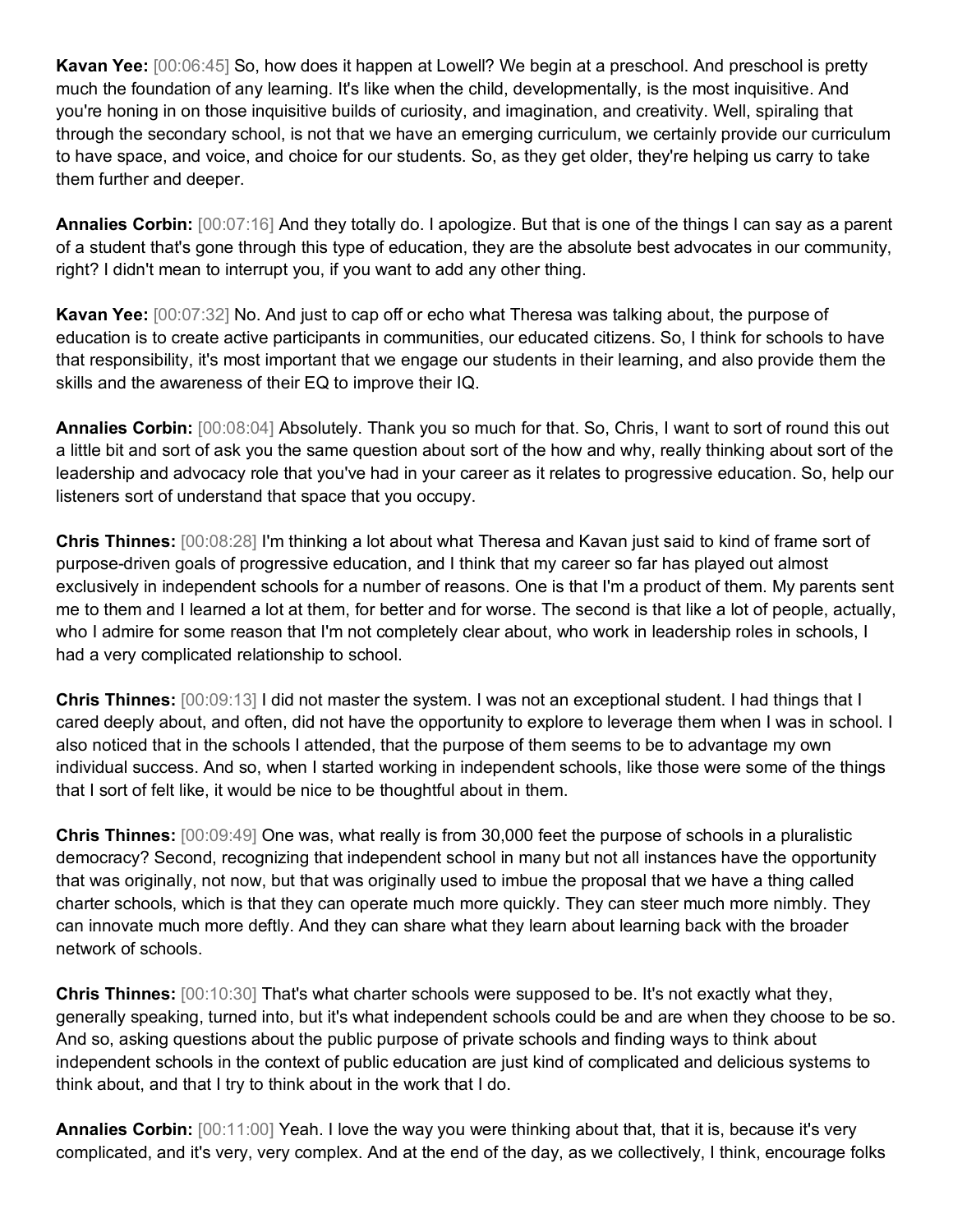**Kavan Yee:** [00:06:45] So, how does it happen at Lowell? We begin at a preschool. And preschool is pretty much the foundation of any learning. It's like when the child, developmentally, is the most inquisitive. And you're honing in on those inquisitive builds of curiosity, and imagination, and creativity. Well, spiraling that through the secondary school, is not that we have an emerging curriculum, we certainly provide our curriculum to have space, and voice, and choice for our students. So, as they get older, they're helping us carry to take them further and deeper.

**Annalies Corbin:** [00:07:16] And they totally do. I apologize. But that is one of the things I can say as a parent of a student that's gone through this type of education, they are the absolute best advocates in our community, right? I didn't mean to interrupt you, if you want to add any other thing.

**Kavan Yee:** [00:07:32] No. And just to cap off or echo what Theresa was talking about, the purpose of education is to create active participants in communities, our educated citizens. So, I think for schools to have that responsibility, it's most important that we engage our students in their learning, and also provide them the skills and the awareness of their EQ to improve their IQ.

**Annalies Corbin:** [00:08:04] Absolutely. Thank you so much for that. So, Chris, I want to sort of round this out a little bit and sort of ask you the same question about sort of the how and why, really thinking about sort of the leadership and advocacy role that you've had in your career as it relates to progressive education. So, help our listeners sort of understand that space that you occupy.

**Chris Thinnes:** [00:08:28] I'm thinking a lot about what Theresa and Kavan just said to kind of frame sort of purpose-driven goals of progressive education, and I think that my career so far has played out almost exclusively in independent schools for a number of reasons. One is that I'm a product of them. My parents sent me to them and I learned a lot at them, for better and for worse. The second is that like a lot of people, actually, who I admire for some reason that I'm not completely clear about, who work in leadership roles in schools, I had a very complicated relationship to school.

**Chris Thinnes:** [00:09:13] I did not master the system. I was not an exceptional student. I had things that I cared deeply about, and often, did not have the opportunity to explore to leverage them when I was in school. I also noticed that in the schools I attended, that the purpose of them seems to be to advantage my own individual success. And so, when I started working in independent schools, like those were some of the things that I sort of felt like, it would be nice to be thoughtful about in them.

**Chris Thinnes:** [00:09:49] One was, what really is from 30,000 feet the purpose of schools in a pluralistic democracy? Second, recognizing that independent school in many but not all instances have the opportunity that was originally, not now, but that was originally used to imbue the proposal that we have a thing called charter schools, which is that they can operate much more quickly. They can steer much more nimbly. They can innovate much more deftly. And they can share what they learn about learning back with the broader network of schools.

**Chris Thinnes:** [00:10:30] That's what charter schools were supposed to be. It's not exactly what they, generally speaking, turned into, but it's what independent schools could be and are when they choose to be so. And so, asking questions about the public purpose of private schools and finding ways to think about independent schools in the context of public education are just kind of complicated and delicious systems to think about, and that I try to think about in the work that I do.

**Annalies Corbin:** [00:11:00] Yeah. I love the way you were thinking about that, that it is, because it's very complicated, and it's very, very complex. And at the end of the day, as we collectively, I think, encourage folks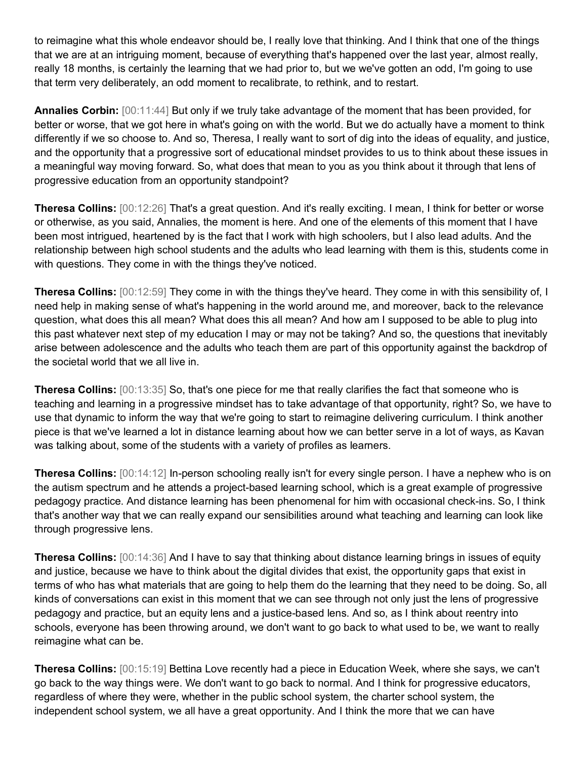to reimagine what this whole endeavor should be, I really love that thinking. And I think that one of the things that we are at an intriguing moment, because of everything that's happened over the last year, almost really, really 18 months, is certainly the learning that we had prior to, but we we've gotten an odd, I'm going to use that term very deliberately, an odd moment to recalibrate, to rethink, and to restart.

**Annalies Corbin:** [00:11:44] But only if we truly take advantage of the moment that has been provided, for better or worse, that we got here in what's going on with the world. But we do actually have a moment to think differently if we so choose to. And so, Theresa, I really want to sort of dig into the ideas of equality, and justice, and the opportunity that a progressive sort of educational mindset provides to us to think about these issues in a meaningful way moving forward. So, what does that mean to you as you think about it through that lens of progressive education from an opportunity standpoint?

**Theresa Collins:** [00:12:26] That's a great question. And it's really exciting. I mean, I think for better or worse or otherwise, as you said, Annalies, the moment is here. And one of the elements of this moment that I have been most intrigued, heartened by is the fact that I work with high schoolers, but I also lead adults. And the relationship between high school students and the adults who lead learning with them is this, students come in with questions. They come in with the things they've noticed.

**Theresa Collins:** [00:12:59] They come in with the things they've heard. They come in with this sensibility of, I need help in making sense of what's happening in the world around me, and moreover, back to the relevance question, what does this all mean? What does this all mean? And how am I supposed to be able to plug into this past whatever next step of my education I may or may not be taking? And so, the questions that inevitably arise between adolescence and the adults who teach them are part of this opportunity against the backdrop of the societal world that we all live in.

**Theresa Collins:** [00:13:35] So, that's one piece for me that really clarifies the fact that someone who is teaching and learning in a progressive mindset has to take advantage of that opportunity, right? So, we have to use that dynamic to inform the way that we're going to start to reimagine delivering curriculum. I think another piece is that we've learned a lot in distance learning about how we can better serve in a lot of ways, as Kavan was talking about, some of the students with a variety of profiles as learners.

**Theresa Collins:** [00:14:12] In-person schooling really isn't for every single person. I have a nephew who is on the autism spectrum and he attends a project-based learning school, which is a great example of progressive pedagogy practice. And distance learning has been phenomenal for him with occasional check-ins. So, I think that's another way that we can really expand our sensibilities around what teaching and learning can look like through progressive lens.

**Theresa Collins:** [00:14:36] And I have to say that thinking about distance learning brings in issues of equity and justice, because we have to think about the digital divides that exist, the opportunity gaps that exist in terms of who has what materials that are going to help them do the learning that they need to be doing. So, all kinds of conversations can exist in this moment that we can see through not only just the lens of progressive pedagogy and practice, but an equity lens and a justice-based lens. And so, as I think about reentry into schools, everyone has been throwing around, we don't want to go back to what used to be, we want to really reimagine what can be.

**Theresa Collins:** [00:15:19] Bettina Love recently had a piece in Education Week, where she says, we can't go back to the way things were. We don't want to go back to normal. And I think for progressive educators, regardless of where they were, whether in the public school system, the charter school system, the independent school system, we all have a great opportunity. And I think the more that we can have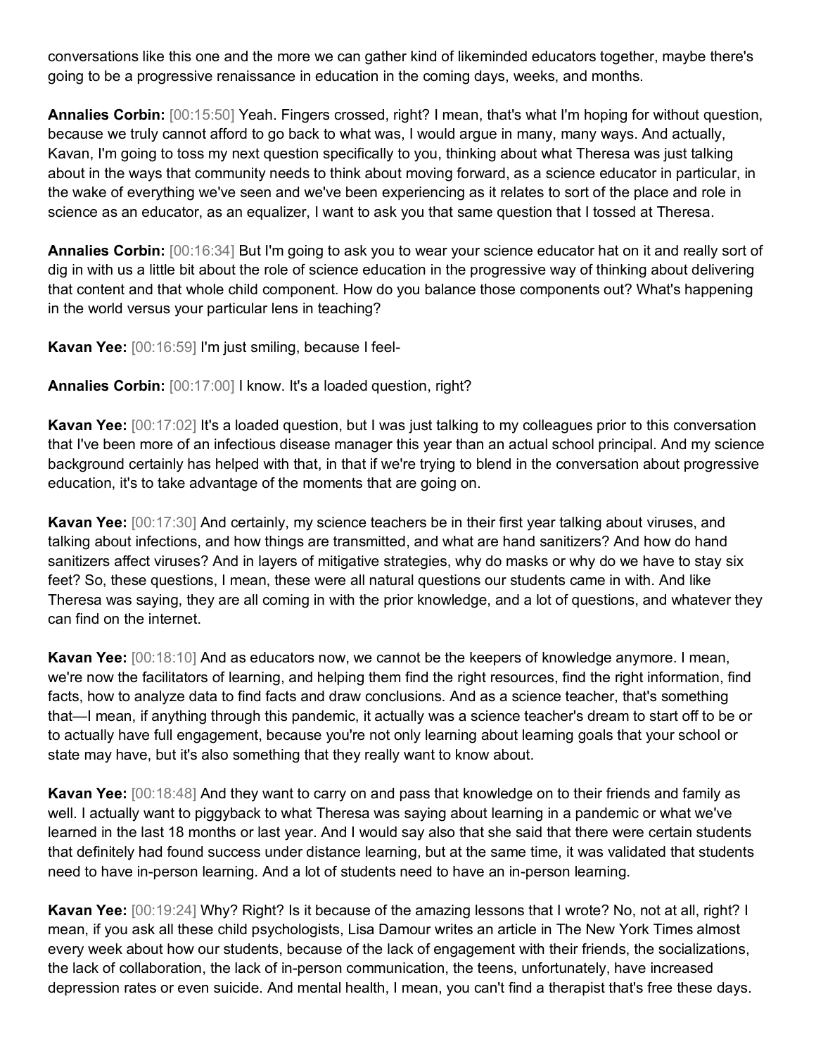conversations like this one and the more we can gather kind of likeminded educators together, maybe there's going to be a progressive renaissance in education in the coming days, weeks, and months.

**Annalies Corbin:** [00:15:50] Yeah. Fingers crossed, right? I mean, that's what I'm hoping for without question, because we truly cannot afford to go back to what was, I would argue in many, many ways. And actually, Kavan, I'm going to toss my next question specifically to you, thinking about what Theresa was just talking about in the ways that community needs to think about moving forward, as a science educator in particular, in the wake of everything we've seen and we've been experiencing as it relates to sort of the place and role in science as an educator, as an equalizer, I want to ask you that same question that I tossed at Theresa.

**Annalies Corbin:** [00:16:34] But I'm going to ask you to wear your science educator hat on it and really sort of dig in with us a little bit about the role of science education in the progressive way of thinking about delivering that content and that whole child component. How do you balance those components out? What's happening in the world versus your particular lens in teaching?

**Kavan Yee:** [00:16:59] I'm just smiling, because I feel-

**Annalies Corbin:** [00:17:00] I know. It's a loaded question, right?

**Kavan Yee:** [00:17:02] It's a loaded question, but I was just talking to my colleagues prior to this conversation that I've been more of an infectious disease manager this year than an actual school principal. And my science background certainly has helped with that, in that if we're trying to blend in the conversation about progressive education, it's to take advantage of the moments that are going on.

**Kavan Yee:** [00:17:30] And certainly, my science teachers be in their first year talking about viruses, and talking about infections, and how things are transmitted, and what are hand sanitizers? And how do hand sanitizers affect viruses? And in layers of mitigative strategies, why do masks or why do we have to stay six feet? So, these questions, I mean, these were all natural questions our students came in with. And like Theresa was saying, they are all coming in with the prior knowledge, and a lot of questions, and whatever they can find on the internet.

**Kavan Yee:** [00:18:10] And as educators now, we cannot be the keepers of knowledge anymore. I mean, we're now the facilitators of learning, and helping them find the right resources, find the right information, find facts, how to analyze data to find facts and draw conclusions. And as a science teacher, that's something that—I mean, if anything through this pandemic, it actually was a science teacher's dream to start off to be or to actually have full engagement, because you're not only learning about learning goals that your school or state may have, but it's also something that they really want to know about.

**Kavan Yee:** [00:18:48] And they want to carry on and pass that knowledge on to their friends and family as well. I actually want to piggyback to what Theresa was saying about learning in a pandemic or what we've learned in the last 18 months or last year. And I would say also that she said that there were certain students that definitely had found success under distance learning, but at the same time, it was validated that students need to have in-person learning. And a lot of students need to have an in-person learning.

**Kavan Yee:** [00:19:24] Why? Right? Is it because of the amazing lessons that I wrote? No, not at all, right? I mean, if you ask all these child psychologists, Lisa Damour writes an article in The New York Times almost every week about how our students, because of the lack of engagement with their friends, the socializations, the lack of collaboration, the lack of in-person communication, the teens, unfortunately, have increased depression rates or even suicide. And mental health, I mean, you can't find a therapist that's free these days.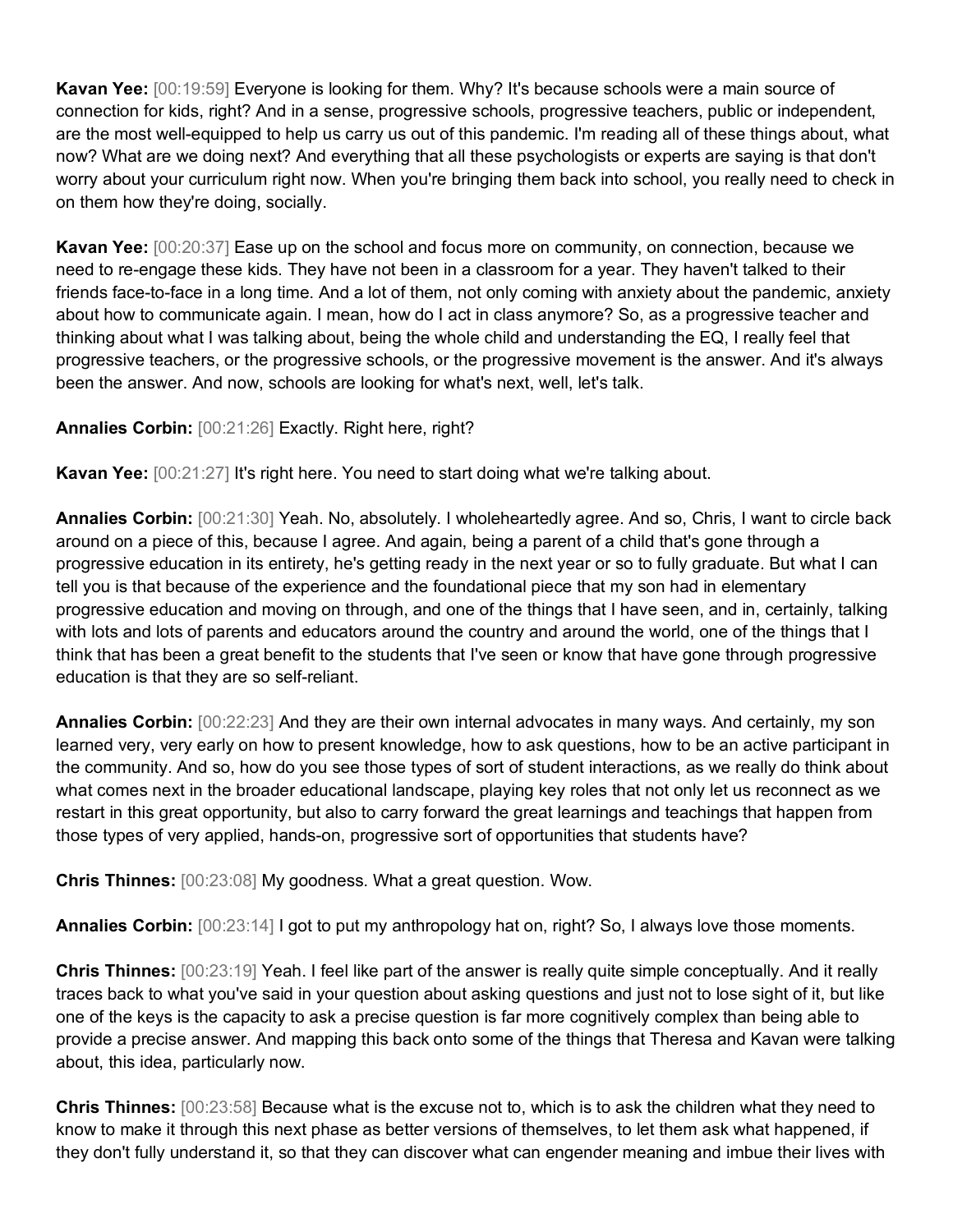**Kavan Yee:** [00:19:59] Everyone is looking for them. Why? It's because schools were a main source of connection for kids, right? And in a sense, progressive schools, progressive teachers, public or independent, are the most well-equipped to help us carry us out of this pandemic. I'm reading all of these things about, what now? What are we doing next? And everything that all these psychologists or experts are saying is that don't worry about your curriculum right now. When you're bringing them back into school, you really need to check in on them how they're doing, socially.

**Kavan Yee:** [00:20:37] Ease up on the school and focus more on community, on connection, because we need to re-engage these kids. They have not been in a classroom for a year. They haven't talked to their friends face-to-face in a long time. And a lot of them, not only coming with anxiety about the pandemic, anxiety about how to communicate again. I mean, how do I act in class anymore? So, as a progressive teacher and thinking about what I was talking about, being the whole child and understanding the EQ, I really feel that progressive teachers, or the progressive schools, or the progressive movement is the answer. And it's always been the answer. And now, schools are looking for what's next, well, let's talk.

**Annalies Corbin:** [00:21:26] Exactly. Right here, right?

**Kavan Yee:** [00:21:27] It's right here. You need to start doing what we're talking about.

**Annalies Corbin:** [00:21:30] Yeah. No, absolutely. I wholeheartedly agree. And so, Chris, I want to circle back around on a piece of this, because I agree. And again, being a parent of a child that's gone through a progressive education in its entirety, he's getting ready in the next year or so to fully graduate. But what I can tell you is that because of the experience and the foundational piece that my son had in elementary progressive education and moving on through, and one of the things that I have seen, and in, certainly, talking with lots and lots of parents and educators around the country and around the world, one of the things that I think that has been a great benefit to the students that I've seen or know that have gone through progressive education is that they are so self-reliant.

**Annalies Corbin:** [00:22:23] And they are their own internal advocates in many ways. And certainly, my son learned very, very early on how to present knowledge, how to ask questions, how to be an active participant in the community. And so, how do you see those types of sort of student interactions, as we really do think about what comes next in the broader educational landscape, playing key roles that not only let us reconnect as we restart in this great opportunity, but also to carry forward the great learnings and teachings that happen from those types of very applied, hands-on, progressive sort of opportunities that students have?

**Chris Thinnes:** [00:23:08] My goodness. What a great question. Wow.

**Annalies Corbin:** [00:23:14] I got to put my anthropology hat on, right? So, I always love those moments.

**Chris Thinnes:** [00:23:19] Yeah. I feel like part of the answer is really quite simple conceptually. And it really traces back to what you've said in your question about asking questions and just not to lose sight of it, but like one of the keys is the capacity to ask a precise question is far more cognitively complex than being able to provide a precise answer. And mapping this back onto some of the things that Theresa and Kavan were talking about, this idea, particularly now.

**Chris Thinnes:** [00:23:58] Because what is the excuse not to, which is to ask the children what they need to know to make it through this next phase as better versions of themselves, to let them ask what happened, if they don't fully understand it, so that they can discover what can engender meaning and imbue their lives with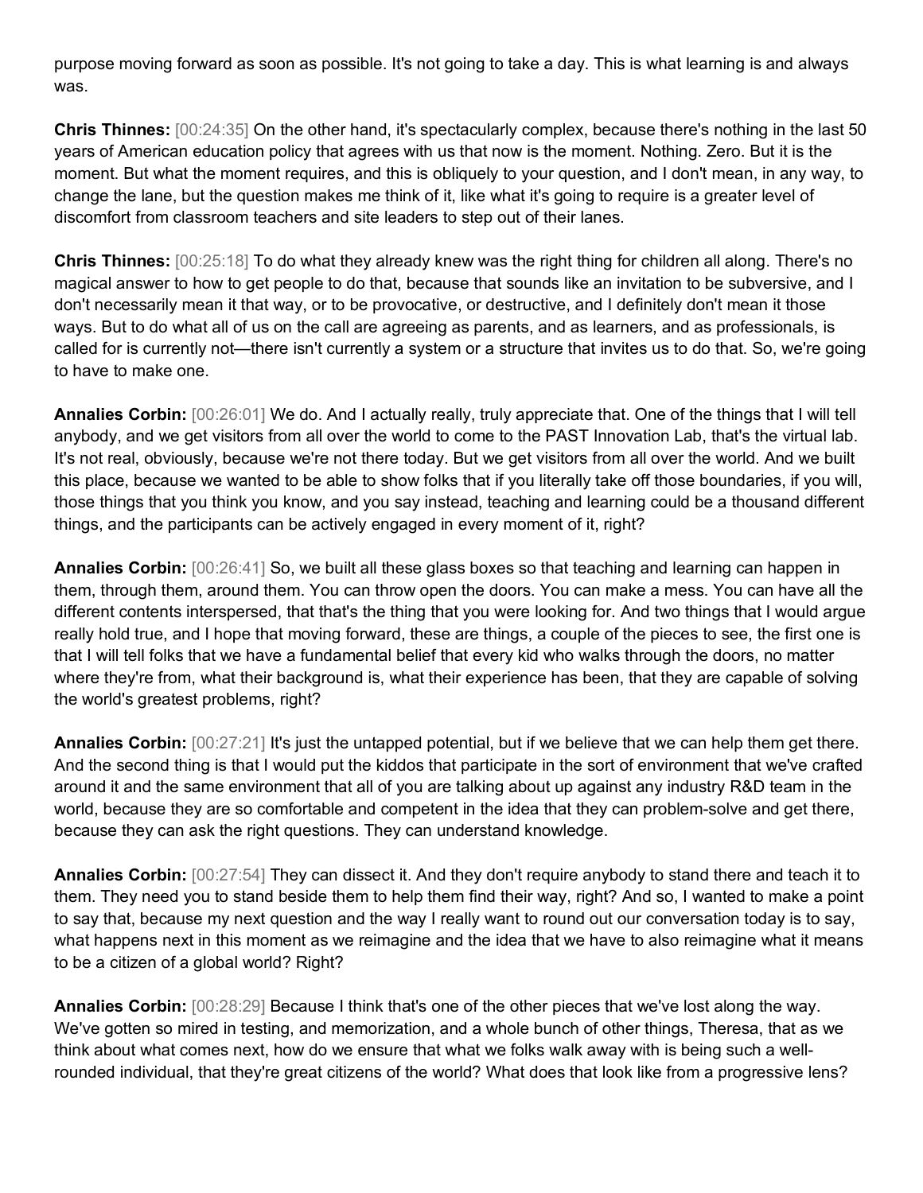purpose moving forward as soon as possible. It's not going to take a day. This is what learning is and always was.

**Chris Thinnes:** [00:24:35] On the other hand, it's spectacularly complex, because there's nothing in the last 50 years of American education policy that agrees with us that now is the moment. Nothing. Zero. But it is the moment. But what the moment requires, and this is obliquely to your question, and I don't mean, in any way, to change the lane, but the question makes me think of it, like what it's going to require is a greater level of discomfort from classroom teachers and site leaders to step out of their lanes.

**Chris Thinnes:** [00:25:18] To do what they already knew was the right thing for children all along. There's no magical answer to how to get people to do that, because that sounds like an invitation to be subversive, and I don't necessarily mean it that way, or to be provocative, or destructive, and I definitely don't mean it those ways. But to do what all of us on the call are agreeing as parents, and as learners, and as professionals, is called for is currently not—there isn't currently a system or a structure that invites us to do that. So, we're going to have to make one.

**Annalies Corbin:** [00:26:01] We do. And I actually really, truly appreciate that. One of the things that I will tell anybody, and we get visitors from all over the world to come to the PAST Innovation Lab, that's the virtual lab. It's not real, obviously, because we're not there today. But we get visitors from all over the world. And we built this place, because we wanted to be able to show folks that if you literally take off those boundaries, if you will, those things that you think you know, and you say instead, teaching and learning could be a thousand different things, and the participants can be actively engaged in every moment of it, right?

**Annalies Corbin:** [00:26:41] So, we built all these glass boxes so that teaching and learning can happen in them, through them, around them. You can throw open the doors. You can make a mess. You can have all the different contents interspersed, that that's the thing that you were looking for. And two things that I would argue really hold true, and I hope that moving forward, these are things, a couple of the pieces to see, the first one is that I will tell folks that we have a fundamental belief that every kid who walks through the doors, no matter where they're from, what their background is, what their experience has been, that they are capable of solving the world's greatest problems, right?

**Annalies Corbin:** [00:27:21] It's just the untapped potential, but if we believe that we can help them get there. And the second thing is that I would put the kiddos that participate in the sort of environment that we've crafted around it and the same environment that all of you are talking about up against any industry R&D team in the world, because they are so comfortable and competent in the idea that they can problem-solve and get there, because they can ask the right questions. They can understand knowledge.

**Annalies Corbin:** [00:27:54] They can dissect it. And they don't require anybody to stand there and teach it to them. They need you to stand beside them to help them find their way, right? And so, I wanted to make a point to say that, because my next question and the way I really want to round out our conversation today is to say, what happens next in this moment as we reimagine and the idea that we have to also reimagine what it means to be a citizen of a global world? Right?

**Annalies Corbin:** [00:28:29] Because I think that's one of the other pieces that we've lost along the way. We've gotten so mired in testing, and memorization, and a whole bunch of other things, Theresa, that as we think about what comes next, how do we ensure that what we folks walk away with is being such a well-rounded individual, that they're great citizens of the world? What does that look like from a progressive lens?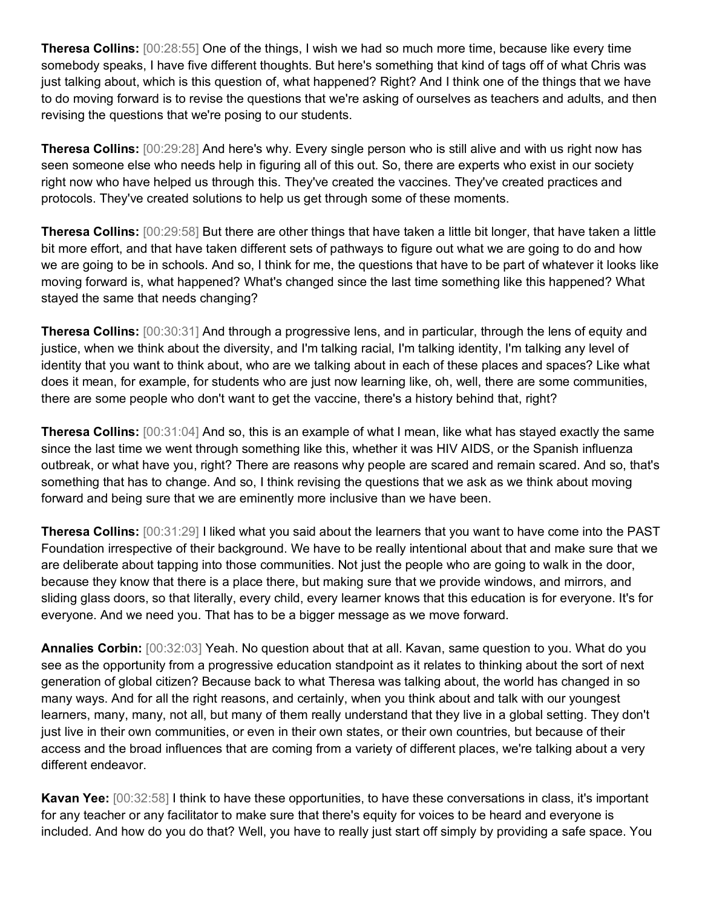**Theresa Collins:** [00:28:55] One of the things, I wish we had so much more time, because like every time somebody speaks, I have five different thoughts. But here's something that kind of tags off of what Chris was just talking about, which is this question of, what happened? Right? And I think one of the things that we have to do moving forward is to revise the questions that we're asking of ourselves as teachers and adults, and then revising the questions that we're posing to our students.

**Theresa Collins:** [00:29:28] And here's why. Every single person who is still alive and with us right now has seen someone else who needs help in figuring all of this out. So, there are experts who exist in our society right now who have helped us through this. They've created the vaccines. They've created practices and protocols. They've created solutions to help us get through some of these moments.

**Theresa Collins:** [00:29:58] But there are other things that have taken a little bit longer, that have taken a little bit more effort, and that have taken different sets of pathways to figure out what we are going to do and how we are going to be in schools. And so, I think for me, the questions that have to be part of whatever it looks like moving forward is, what happened? What's changed since the last time something like this happened? What stayed the same that needs changing?

**Theresa Collins:** [00:30:31] And through a progressive lens, and in particular, through the lens of equity and justice, when we think about the diversity, and I'm talking racial, I'm talking identity, I'm talking any level of identity that you want to think about, who are we talking about in each of these places and spaces? Like what does it mean, for example, for students who are just now learning like, oh, well, there are some communities, there are some people who don't want to get the vaccine, there's a history behind that, right?

**Theresa Collins:** [00:31:04] And so, this is an example of what I mean, like what has stayed exactly the same since the last time we went through something like this, whether it was HIV AIDS, or the Spanish influenza outbreak, or what have you, right? There are reasons why people are scared and remain scared. And so, that's something that has to change. And so, I think revising the questions that we ask as we think about moving forward and being sure that we are eminently more inclusive than we have been.

**Theresa Collins:** [00:31:29] I liked what you said about the learners that you want to have come into the PAST Foundation irrespective of their background. We have to be really intentional about that and make sure that we are deliberate about tapping into those communities. Not just the people who are going to walk in the door, because they know that there is a place there, but making sure that we provide windows, and mirrors, and sliding glass doors, so that literally, every child, every learner knows that this education is for everyone. It's for everyone. And we need you. That has to be a bigger message as we move forward.

**Annalies Corbin:** [00:32:03] Yeah. No question about that at all. Kavan, same question to you. What do you see as the opportunity from a progressive education standpoint as it relates to thinking about the sort of next generation of global citizen? Because back to what Theresa was talking about, the world has changed in so many ways. And for all the right reasons, and certainly, when you think about and talk with our youngest learners, many, many, not all, but many of them really understand that they live in a global setting. They don't just live in their own communities, or even in their own states, or their own countries, but because of their access and the broad influences that are coming from a variety of different places, we're talking about a very different endeavor.

**Kavan Yee:** [00:32:58] I think to have these opportunities, to have these conversations in class, it's important for any teacher or any facilitator to make sure that there's equity for voices to be heard and everyone is included. And how do you do that? Well, you have to really just start off simply by providing a safe space. You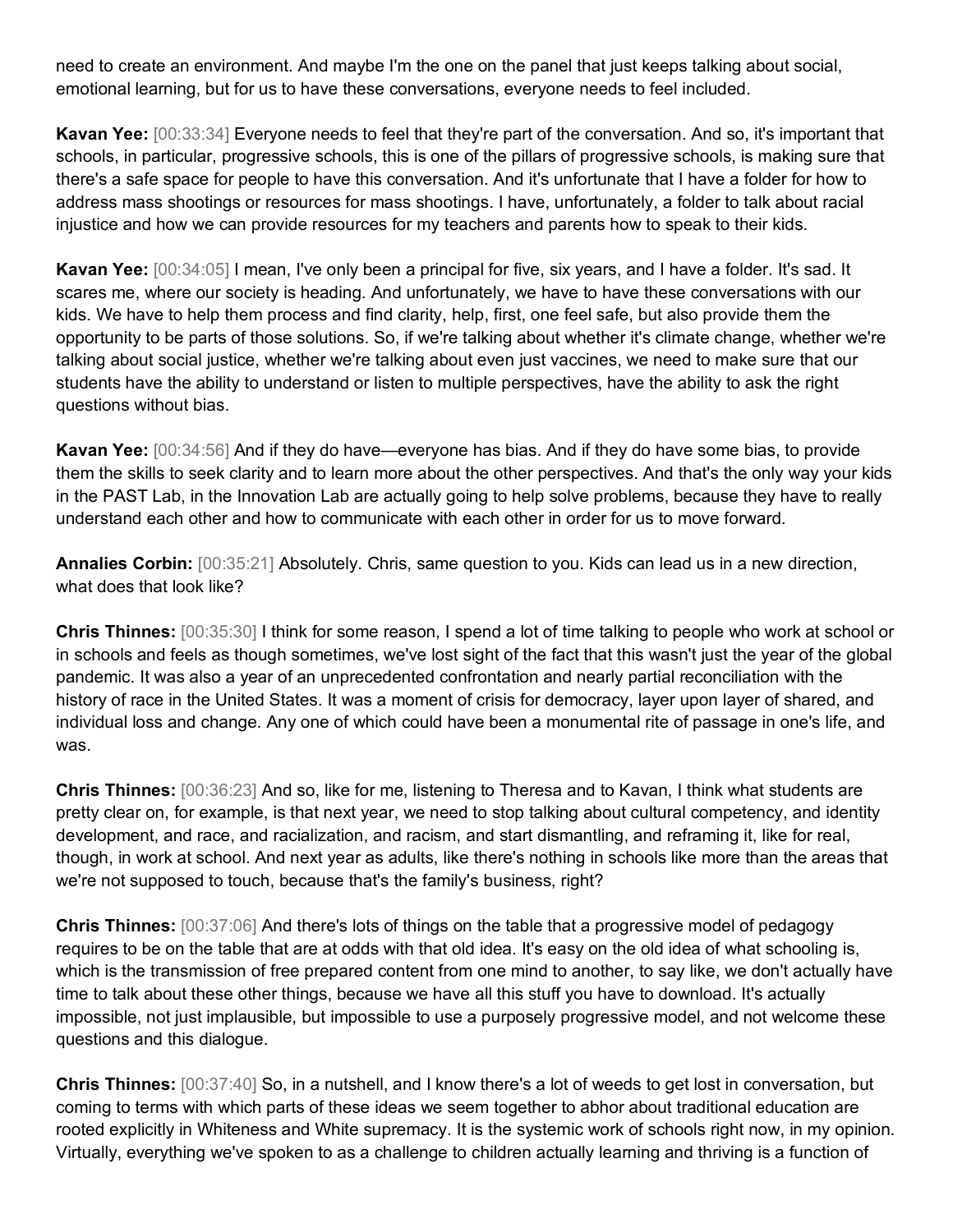need to create an environment. And maybe I'm the one on the panel that just keeps talking about social, emotional learning, but for us to have these conversations, everyone needs to feel included.

**Kavan Yee:** [00:33:34] Everyone needs to feel that they're part of the conversation. And so, it's important that schools, in particular, progressive schools, this is one of the pillars of progressive schools, is making sure that there's a safe space for people to have this conversation. And it's unfortunate that I have a folder for how to address mass shootings or resources for mass shootings. I have, unfortunately, a folder to talk about racial injustice and how we can provide resources for my teachers and parents how to speak to their kids.

**Kavan Yee:** [00:34:05] I mean, I've only been a principal for five, six years, and I have a folder. It's sad. It scares me, where our society is heading. And unfortunately, we have to have these conversations with our kids. We have to help them process and find clarity, help, first, one feel safe, but also provide them the opportunity to be parts of those solutions. So, if we're talking about whether it's climate change, whether we're talking about social justice, whether we're talking about even just vaccines, we need to make sure that our students have the ability to understand or listen to multiple perspectives, have the ability to ask the right questions without bias.

**Kavan Yee:** [00:34:56] And if they do have—everyone has bias. And if they do have some bias, to provide them the skills to seek clarity and to learn more about the other perspectives. And that's the only way your kids in the PAST Lab, in the Innovation Lab are actually going to help solve problems, because they have to really understand each other and how to communicate with each other in order for us to move forward.

**Annalies Corbin:** [00:35:21] Absolutely. Chris, same question to you. Kids can lead us in a new direction, what does that look like?

**Chris Thinnes:** [00:35:30] I think for some reason, I spend a lot of time talking to people who work at school or in schools and feels as though sometimes, we've lost sight of the fact that this wasn't just the year of the global pandemic. It was also a year of an unprecedented confrontation and nearly partial reconciliation with the history of race in the United States. It was a moment of crisis for democracy, layer upon layer of shared, and individual loss and change. Any one of which could have been a monumental rite of passage in one's life, and was.

**Chris Thinnes:** [00:36:23] And so, like for me, listening to Theresa and to Kavan, I think what students are pretty clear on, for example, is that next year, we need to stop talking about cultural competency, and identity development, and race, and racialization, and racism, and start dismantling, and reframing it, like for real, though, in work at school. And next year as adults, like there's nothing in schools like more than the areas that we're not supposed to touch, because that's the family's business, right?

**Chris Thinnes:** [00:37:06] And there's lots of things on the table that a progressive model of pedagogy requires to be on the table that are at odds with that old idea. It's easy on the old idea of what schooling is, which is the transmission of free prepared content from one mind to another, to say like, we don't actually have time to talk about these other things, because we have all this stuff you have to download. It's actually impossible, not just implausible, but impossible to use a purposely progressive model, and not welcome these questions and this dialogue.

**Chris Thinnes:** [00:37:40] So, in a nutshell, and I know there's a lot of weeds to get lost in conversation, but coming to terms with which parts of these ideas we seem together to abhor about traditional education are rooted explicitly in Whiteness and White supremacy. It is the systemic work of schools right now, in my opinion. Virtually, everything we've spoken to as a challenge to children actually learning and thriving is a function of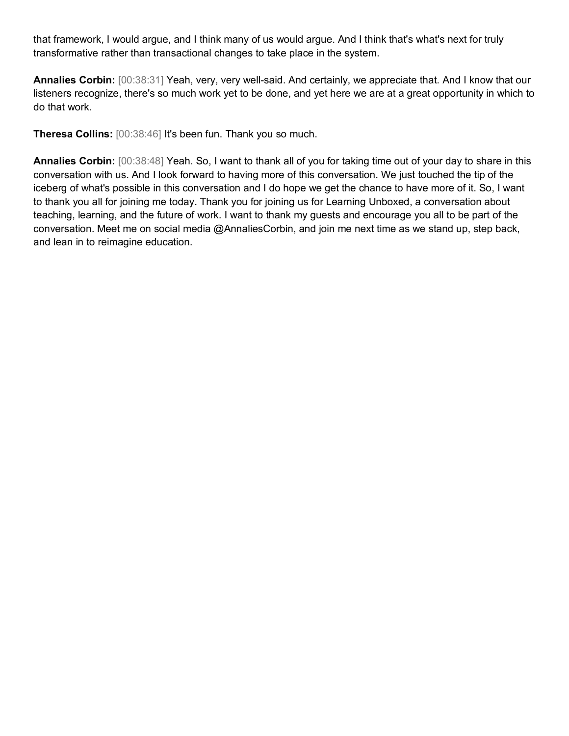that framework, I would argue, and I think many of us would argue. And I think that's what's next for truly transformative rather than transactional changes to take place in the system.

**Annalies Corbin:** [00:38:31] Yeah, very, very well-said. And certainly, we appreciate that. And I know that our listeners recognize, there's so much work yet to be done, and yet here we are at a great opportunity in which to do that work.

**Theresa Collins:** [00:38:46] It's been fun. Thank you so much.

**Annalies Corbin:** [00:38:48] Yeah. So, I want to thank all of you for taking time out of your day to share in this conversation with us. And I look forward to having more of this conversation. We just touched the tip of the iceberg of what's possible in this conversation and I do hope we get the chance to have more of it. So, I want to thank you all for joining me today. Thank you for joining us for Learning Unboxed, a conversation about teaching, learning, and the future of work. I want to thank my guests and encourage you all to be part of the conversation. Meet me on social media @AnnaliesCorbin, and join me next time as we stand up, step back, and lean in to reimagine education.